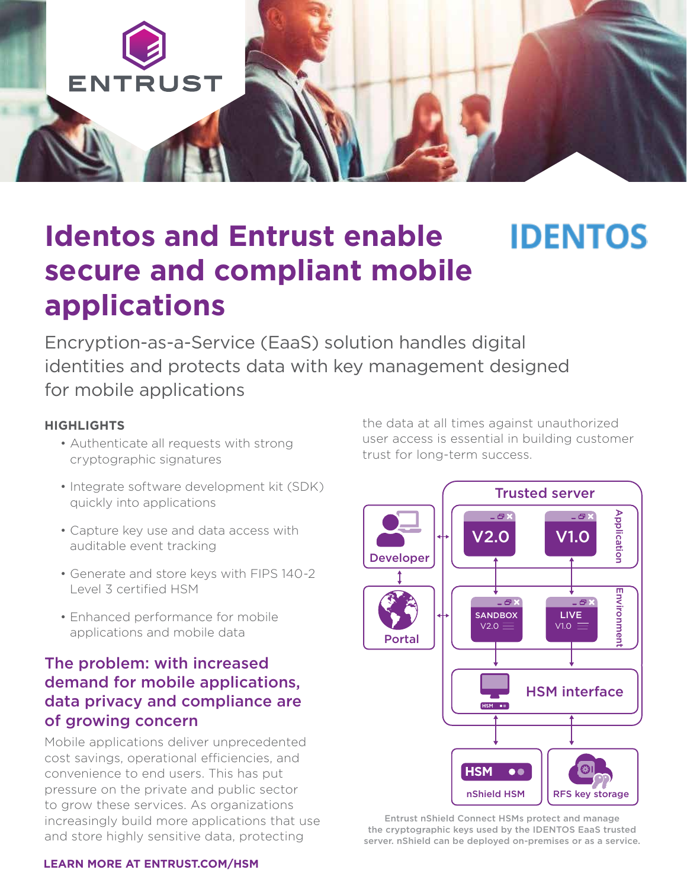# Identos and Entrust enable secure and compliant mobile applications

Encryption-as-a-Service (EaaS) solution handles digital identities and protects data with key management designed for mobile applications

## HIGHLIGHTS

- Authenticate all requests with strong cryptographic signatures
- Integrate software development kit (SDK) quickly into applications
- Capture key use and data access with auditable event tracking
- Generate and store keys with FIPS 140-2 Level 3 certified HSM
- Enhanced performance for mobile applications and mobile data

## The problem: with increased demand for mobile applications, data privacy and compliance are of growing concern

Mobile applications deliver unprecedented cost savings, operational efficiencies, and convenience to end users. This has put pressure on the private and public sector to grow these services. As organizations increasingly build more applications that use and store highly sensitive data, protecting the data at all times against unauthorized user access is essential in building customer trust for long-term success.

Entrust nShield Connect HSMs protect and manage the cryptographic keys used by the IDENTOS EaaS trusted server. nShield can be deployed on-premises or as a service.

**LEARN MORE AT ENTRUST.COM/HSM**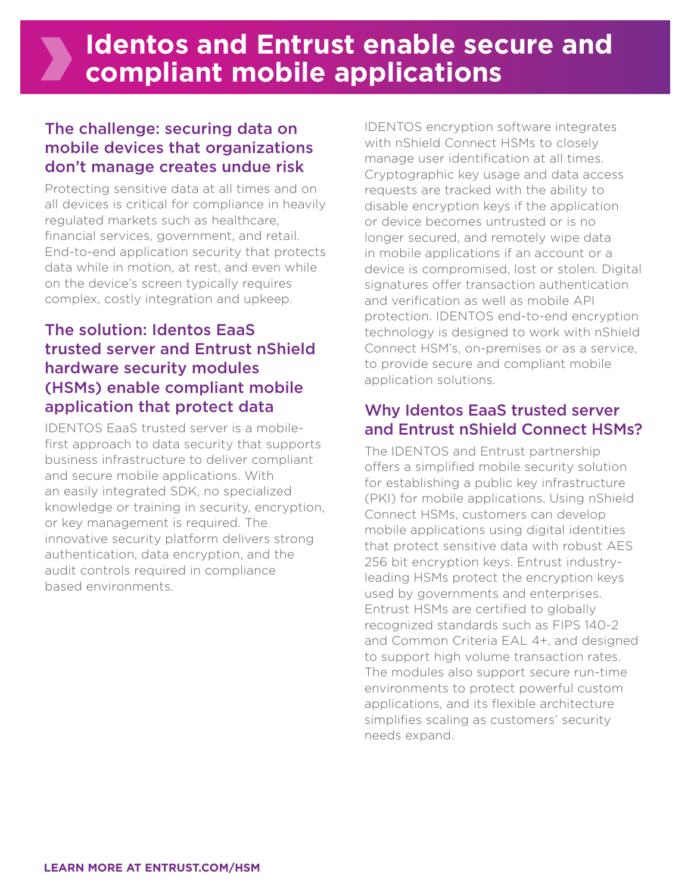# Identos and Entrust enable secure and compliant mobile applications

## The challenge: securing data on mobile devices that organizations don't manage creates undue risk

Protecting sensitive data at all times and on all devices is critical for compliance in heavily regulated markets such as healthcare, financial services, government, and retail. End-to-end application security that protects data while in motion, at rest, and even while on the device's screen typically requires complex, costly integration and upkeep.

## The solution: Identos EaaS trusted server and Entrust nShield hardware security modules (HSMs) enable compliant mobile application that protect data

IDENTOS EaaS trusted server is a mobile-first approach to data security that supports business infrastructure to deliver compliant and secure mobile applications. With an easily integrated SDK, no specialized knowledge or training in security, encryption, or key management is required. The innovative security platform delivers strong authentication, data encryption, and the audit controls required in compliance based environments.

IDENTOS encryption software integrates with nShield Connect HSMs to closely manage user identification at all times. Cryptographic key usage and data access requests are tracked with the ability to disable encryption keys if the application or device becomes untrusted or is no longer secured, and remotely wipe data in mobile applications if an account or a device is compromised, lost or stolen. Digital signatures offer transaction authentication and verification as well as mobile API protection. IDENTOS end-to-end encryption technology is designed to work with nShield Connect HSM's, on-premises or as a service, to provide secure and compliant mobile application solutions.

## Why Identos EaaS trusted server and Entrust nShield Connect HSMs?

The IDENTOS and Entrust partnership offers a simplified mobile security solution for establishing a public key infrastructure (PKI) for mobile applications. Using nShield Connect HSMs, customers can develop mobile applications using digital identities that protect sensitive data with robust AES 256 bit encryption keys. Entrust industry-leading HSMs protect the encryption keys used by governments and enterprises. Entrust HSMs are certified to globally recognized standards such as FIPS 140-2 and Common Criteria EAL 4+, and designed to support high volume transaction rates. The modules also support secure run-time environments to protect powerful custom applications, and its flexible architecture simplifies scaling as customers' security needs expand.

**LEARN MORE AT ENTRUST.COM/HSM**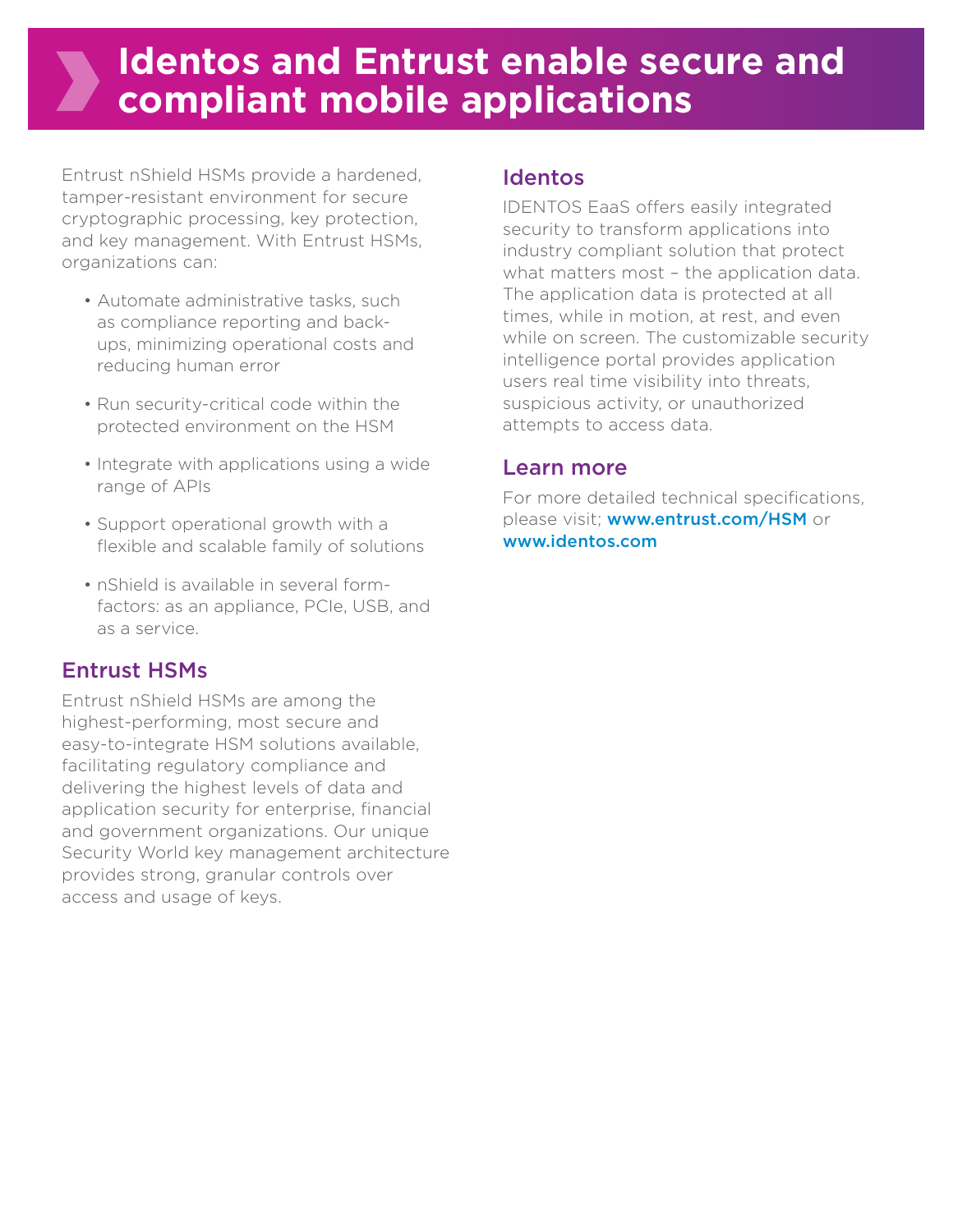# Identos and Entrust enable secure and compliant mobile applications

Entrust nShield HSMs provide a hardened, tamper-resistant environment for secure cryptographic processing, key protection, and key management. With Entrust HSMs, organizations can:

- Automate administrative tasks, such as compliance reporting and back-ups, minimizing operational costs and reducing human error
- Run security-critical code within the protected environment on the HSM
- Integrate with applications using a wide range of APIs
- Support operational growth with a flexible and scalable family of solutions
- nShield is available in several form-factors: as an appliance, PCIe, USB, and as a service.

## Entrust HSMs

Entrust nShield HSMs are among the highest-performing, most secure and easy-to-integrate HSM solutions available, facilitating regulatory compliance and delivering the highest levels of data and application security for enterprise, financial and government organizations. Our unique Security World key management architecture provides strong, granular controls over access and usage of keys.

## Identos

IDENTOS EaaS offers easily integrated security to transform applications into industry compliant solution that protect what matters most – the application data. The application data is protected at all times, while in motion, at rest, and even while on screen. The customizable security intelligence portal provides application users real time visibility into threats, suspicious activity, or unauthorized attempts to access data.

## Learn more

For more detailed technical specifications, please visit; **www.entrust.com/HSM** or **www.identos.com**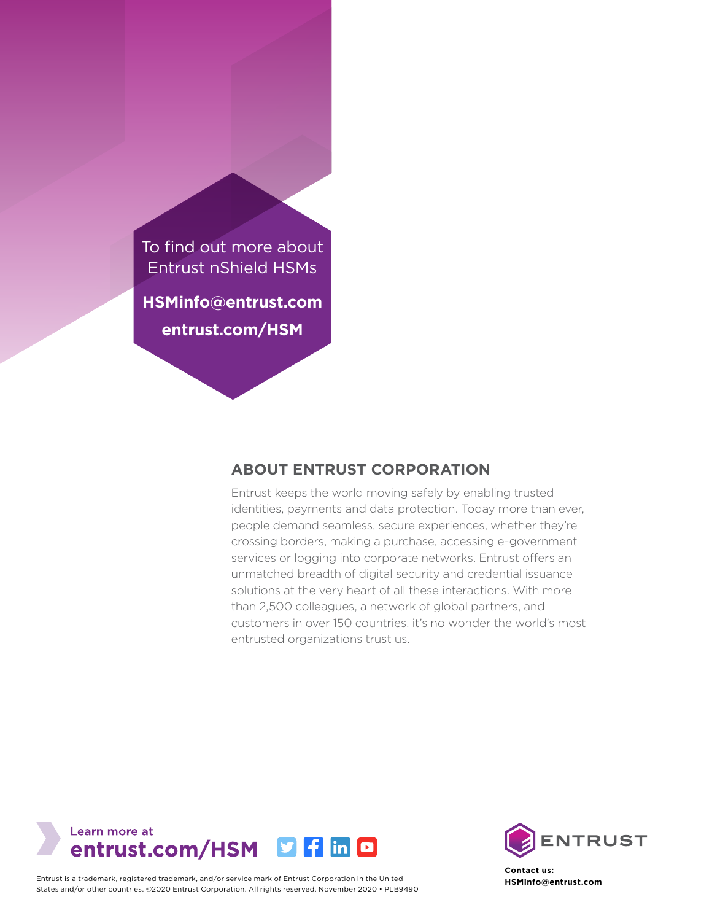To find out more about Entrust nShield HSMs

**HSMinfo@entrust.com**

**entrust.com/HSM**

## ABOUT ENTRUST CORPORATION

Entrust keeps the world moving safely by enabling trusted identities, payments and data protection. Today more than ever, people demand seamless, secure experiences, whether they're crossing borders, making a purchase, accessing e-government services or logging into corporate networks. Entrust offers an unmatched breadth of digital security and credential issuance solutions at the very heart of all these interactions. With more than 2,500 colleagues, a network of global partners, and customers in over 150 countries, it's no wonder the world's most entrusted organizations trust us.

Learn more at
**entrust.com/HSM**

ENTRUST

**Contact us:**
**HSMinfo@entrust.com**

Entrust is a trademark, registered trademark, and/or service mark of Entrust Corporation in the United States and/or other countries. ©2020 Entrust Corporation. All rights reserved. November 2020 • PLB9490